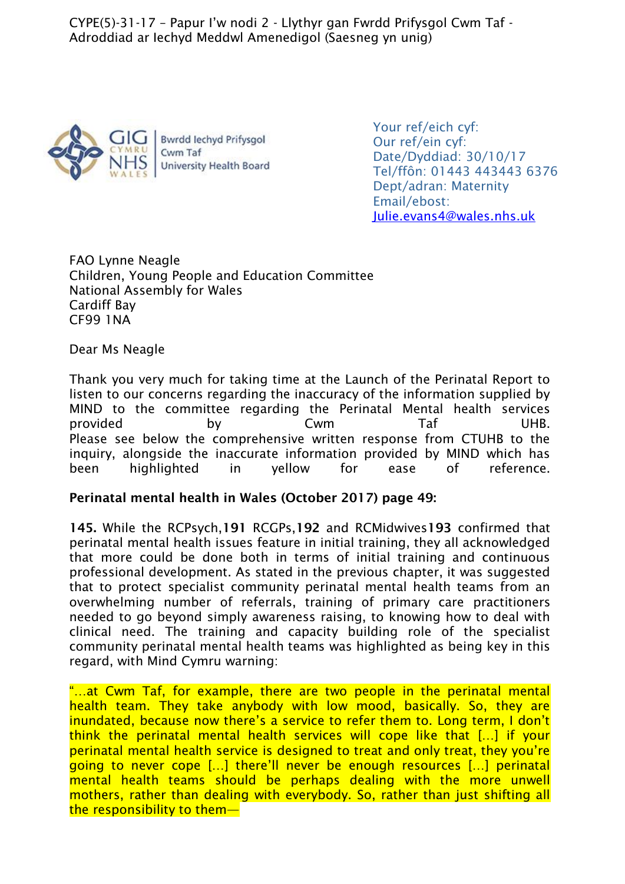CYPE(5)-31-17 – Papur I'w nodi 2 - Llythyr gan Fwrdd Prifysgol Cwm Taf - Adroddiad ar Iechyd Meddwl Amenedigol (Saesneg yn unig)

GIG CYMRU NHS WALES | Bwrdd Iechyd Prifysgol Cwm Taf University Health Board

Your ref/eich cyf:
Our ref/ein cyf:
Date/Dyddiad: 30/10/17
Tel/ffôn: 01443 443443 6376
Dept/adran: Maternity
Email/ebost:
Julie.evans4@wales.nhs.uk

FAO Lynne Neagle
Children, Young People and Education Committee
National Assembly for Wales
Cardiff Bay
CF99 1NA

Dear Ms Neagle

Thank you very much for taking time at the Launch of the Perinatal Report to listen to our concerns regarding the inaccuracy of the information supplied by MIND to the committee regarding the Perinatal Mental health services provided by Cwm Taf UHB.
Please see below the comprehensive written response from CTUHB to the inquiry, alongside the inaccurate information provided by MIND which has been highlighted in yellow for ease of reference.

**Perinatal mental health in Wales (October 2017) page 49:**

**145.** While the RCPsych,**191** RCGPs,**192** and RCMidwives**193** confirmed that perinatal mental health issues feature in initial training, they all acknowledged that more could be done both in terms of initial training and continuous professional development. As stated in the previous chapter, it was suggested that to protect specialist community perinatal mental health teams from an overwhelming number of referrals, training of primary care practitioners needed to go beyond simply awareness raising, to knowing how to deal with clinical need. The training and capacity building role of the specialist community perinatal mental health teams was highlighted as being key in this regard, with Mind Cymru warning:

"…at Cwm Taf, for example, there are two people in the perinatal mental health team. They take anybody with low mood, basically. So, they are inundated, because now there's a service to refer them to. Long term, I don't think the perinatal mental health services will cope like that […] if your perinatal mental health service is designed to treat and only treat, they you're going to never cope […] there'll never be enough resources […] perinatal mental health teams should be perhaps dealing with the more unwell mothers, rather than dealing with everybody. So, rather than just shifting all the responsibility to them—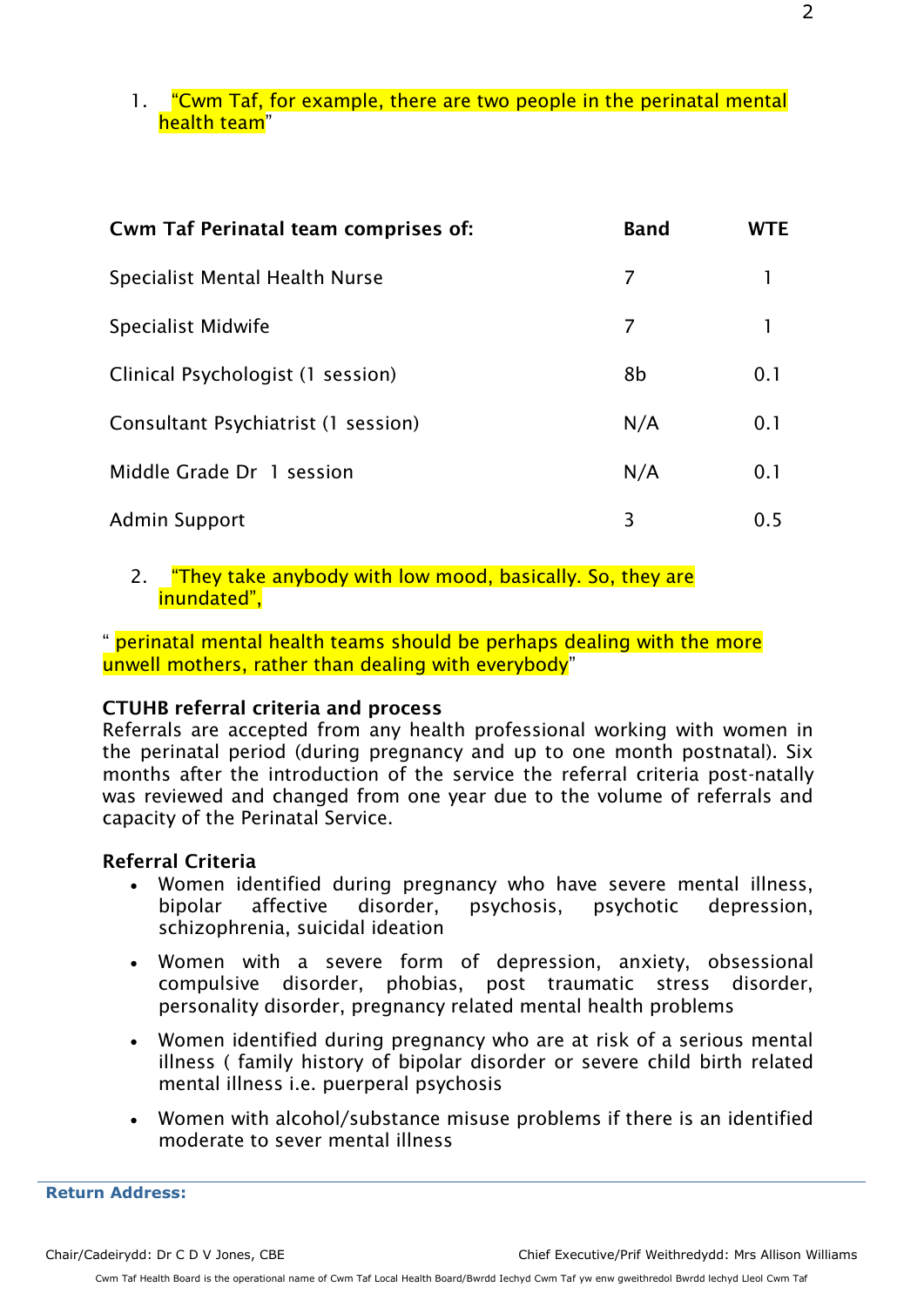1. "Cwm Taf, for example, there are two people in the perinatal mental health team"

| Cwm Taf Perinatal team comprises of: | Band | WTE |
|---|---|---|
| Specialist Mental Health Nurse | 7 | 1 |
| Specialist Midwife | 7 | 1 |
| Clinical Psychologist (1 session) | 8b | 0.1 |
| Consultant Psychiatrist (1 session) | N/A | 0.1 |
| Middle Grade Dr 1 session | N/A | 0.1 |
| Admin Support | 3 | 0.5 |

2. "They take anybody with low mood, basically. So, they are inundated",

" perinatal mental health teams should be perhaps dealing with the more unwell mothers, rather than dealing with everybody"

**CTUHB referral criteria and process**

Referrals are accepted from any health professional working with women in the perinatal period (during pregnancy and up to one month postnatal). Six months after the introduction of the service the referral criteria post-natally was reviewed and changed from one year due to the volume of referrals and capacity of the Perinatal Service.

**Referral Criteria**

- Women identified during pregnancy who have severe mental illness, bipolar affective disorder, psychosis, psychotic depression, schizophrenia, suicidal ideation
- Women with a severe form of depression, anxiety, obsessional compulsive disorder, phobias, post traumatic stress disorder, personality disorder, pregnancy related mental health problems
- Women identified during pregnancy who are at risk of a serious mental illness ( family history of bipolar disorder or severe child birth related mental illness i.e. puerperal psychosis
- Women with alcohol/substance misuse problems if there is an identified moderate to sever mental illness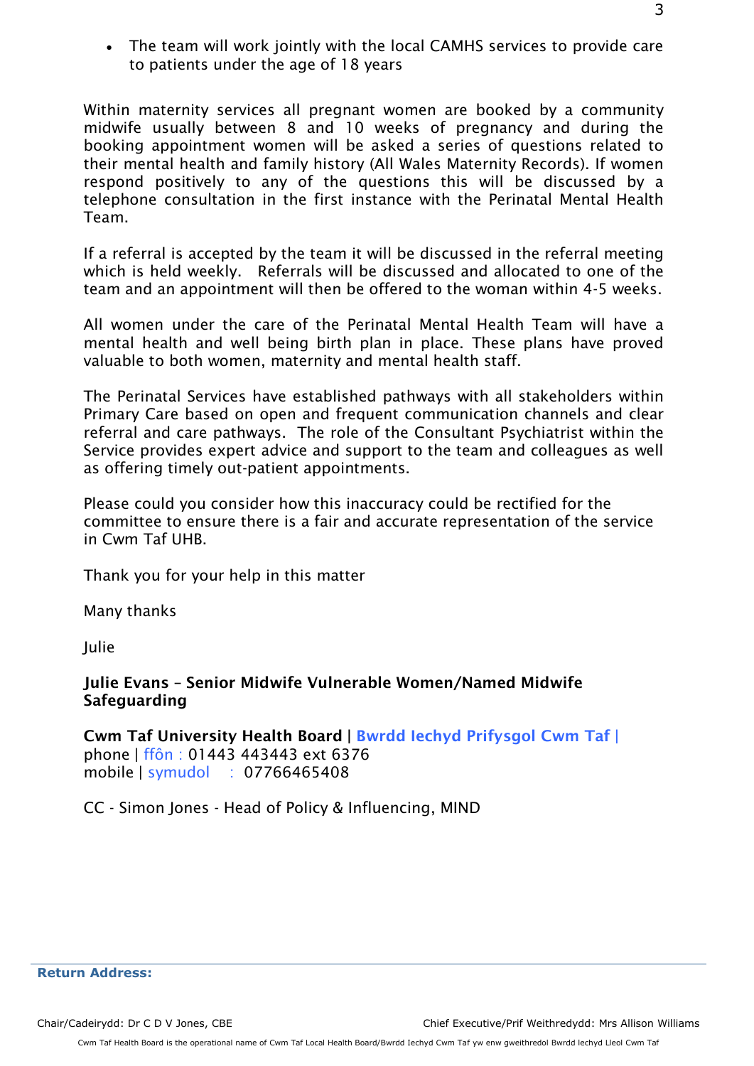- The team will work jointly with the local CAMHS services to provide care to patients under the age of 18 years

Within maternity services all pregnant women are booked by a community midwife usually between 8 and 10 weeks of pregnancy and during the booking appointment women will be asked a series of questions related to their mental health and family history (All Wales Maternity Records). If women respond positively to any of the questions this will be discussed by a telephone consultation in the first instance with the Perinatal Mental Health Team.

If a referral is accepted by the team it will be discussed in the referral meeting which is held weekly. Referrals will be discussed and allocated to one of the team and an appointment will then be offered to the woman within 4-5 weeks.

All women under the care of the Perinatal Mental Health Team will have a mental health and well being birth plan in place. These plans have proved valuable to both women, maternity and mental health staff.

The Perinatal Services have established pathways with all stakeholders within Primary Care based on open and frequent communication channels and clear referral and care pathways. The role of the Consultant Psychiatrist within the Service provides expert advice and support to the team and colleagues as well as offering timely out-patient appointments.

Please could you consider how this inaccuracy could be rectified for the committee to ensure there is a fair and accurate representation of the service in Cwm Taf UHB.

Thank you for your help in this matter

Many thanks

Julie

**Julie Evans – Senior Midwife Vulnerable Women/Named Midwife Safeguarding**

**Cwm Taf University Health Board | Bwrdd Iechyd Prifysgol Cwm Taf |**
phone | ffôn : 01443 443443 ext 6376
mobile | symudol : 07766465408

CC - Simon Jones - Head of Policy & Influencing, MIND

**Return Address:**

Chair/Cadeirydd: Dr C D V Jones, CBE
Chief Executive/Prif Weithredydd: Mrs Allison Williams

Cwm Taf Health Board is the operational name of Cwm Taf Local Health Board/Bwrdd Iechyd Cwm Taf yw enw gweithredol Bwrdd Iechyd Lleol Cwm Taf